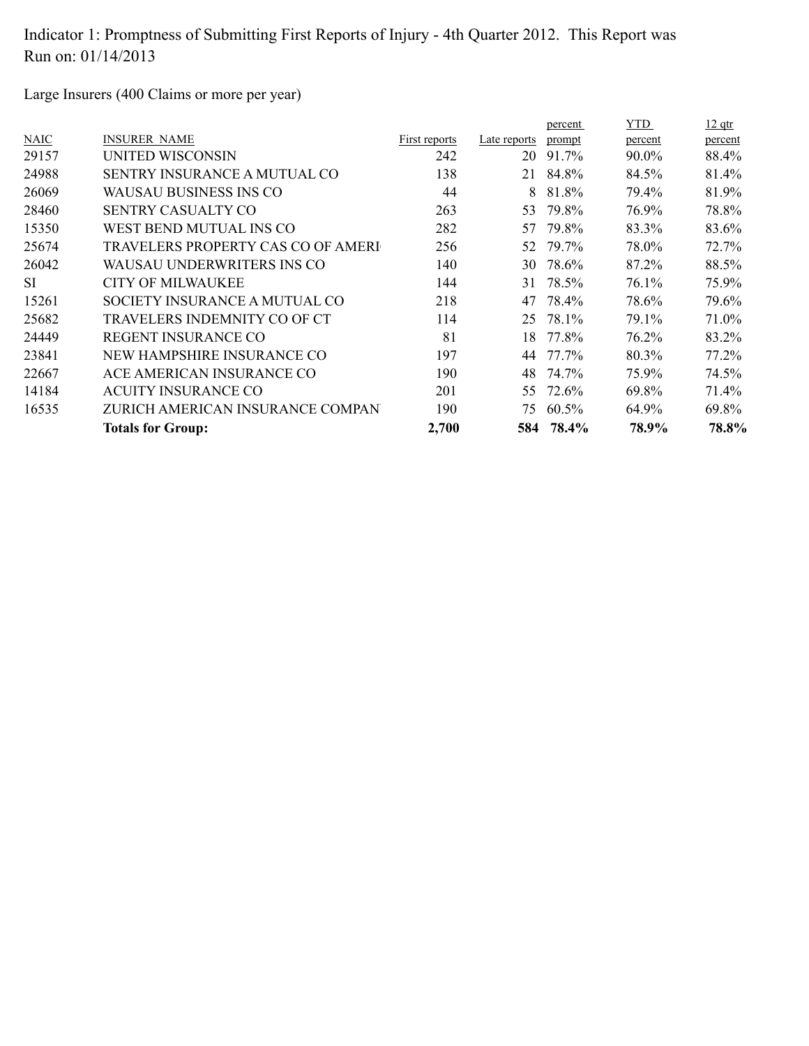Indicator 1: Promptness of Submitting First Reports of Injury - 4th Quarter 2012. This Report was Run on: 01/14/2013

Large Insurers (400 Claims or more per year)

| NAIC | INSURER NAME | First reports | Late reports | percent prompt | YTD percent | 12 qtr percent |
|---|---|---|---|---|---|---|
| 29157 | UNITED WISCONSIN | 242 | 20 | 91.7% | 90.0% | 88.4% |
| 24988 | SENTRY INSURANCE A MUTUAL CO | 138 | 21 | 84.8% | 84.5% | 81.4% |
| 26069 | WAUSAU BUSINESS INS CO | 44 | 8 | 81.8% | 79.4% | 81.9% |
| 28460 | SENTRY CASUALTY CO | 263 | 53 | 79.8% | 76.9% | 78.8% |
| 15350 | WEST BEND MUTUAL INS CO | 282 | 57 | 79.8% | 83.3% | 83.6% |
| 25674 | TRAVELERS PROPERTY CAS CO OF AMERI | 256 | 52 | 79.7% | 78.0% | 72.7% |
| 26042 | WAUSAU UNDERWRITERS INS CO | 140 | 30 | 78.6% | 87.2% | 88.5% |
| SI | CITY OF MILWAUKEE | 144 | 31 | 78.5% | 76.1% | 75.9% |
| 15261 | SOCIETY INSURANCE A MUTUAL CO | 218 | 47 | 78.4% | 78.6% | 79.6% |
| 25682 | TRAVELERS INDEMNITY CO OF CT | 114 | 25 | 78.1% | 79.1% | 71.0% |
| 24449 | REGENT INSURANCE CO | 81 | 18 | 77.8% | 76.2% | 83.2% |
| 23841 | NEW HAMPSHIRE INSURANCE CO | 197 | 44 | 77.7% | 80.3% | 77.2% |
| 22667 | ACE AMERICAN INSURANCE CO | 190 | 48 | 74.7% | 75.9% | 74.5% |
| 14184 | ACUITY INSURANCE CO | 201 | 55 | 72.6% | 69.8% | 71.4% |
| 16535 | ZURICH AMERICAN INSURANCE COMPAN | 190 | 75 | 60.5% | 64.9% | 69.8% |
| | **Totals for Group:** | **2,700** | **584** | **78.4%** | **78.9%** | **78.8%** |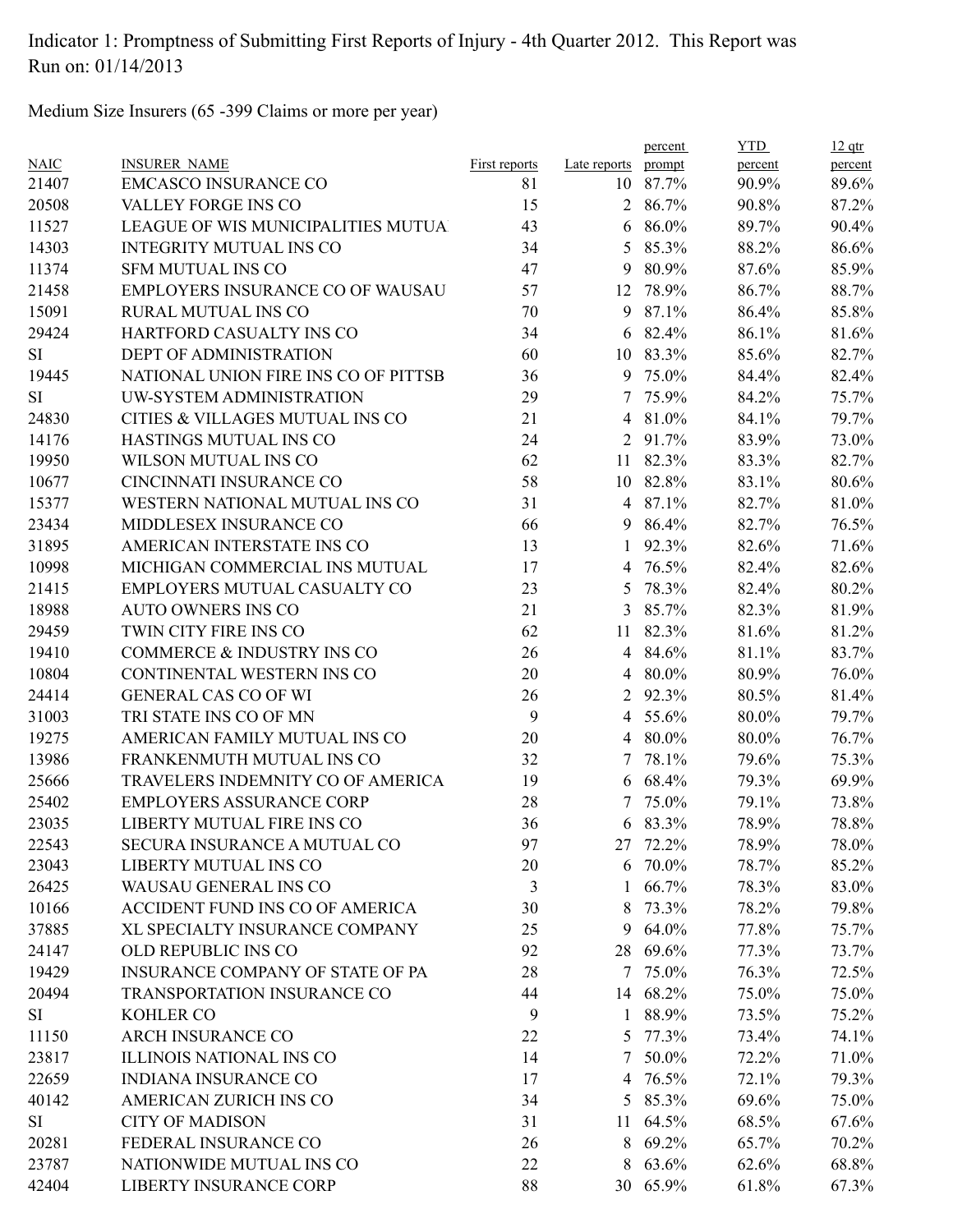Indicator 1: Promptness of Submitting First Reports of Injury - 4th Quarter 2012. This Report was Run on: 01/14/2013

Medium Size Insurers (65 -399 Claims or more per year)

| NAIC | INSURER_NAME | First reports | Late reports | percent prompt | YTD percent | 12 qtr percent |
|---|---|---|---|---|---|---|
| 21407 | EMCASCO INSURANCE CO | 81 | 10 | 87.7% | 90.9% | 89.6% |
| 20508 | VALLEY FORGE INS CO | 15 | 2 | 86.7% | 90.8% | 87.2% |
| 11527 | LEAGUE OF WIS MUNICIPALITIES MUTUA | 43 | 6 | 86.0% | 89.7% | 90.4% |
| 14303 | INTEGRITY MUTUAL INS CO | 34 | 5 | 85.3% | 88.2% | 86.6% |
| 11374 | SFM MUTUAL INS CO | 47 | 9 | 80.9% | 87.6% | 85.9% |
| 21458 | EMPLOYERS INSURANCE CO OF WAUSAU | 57 | 12 | 78.9% | 86.7% | 88.7% |
| 15091 | RURAL MUTUAL INS CO | 70 | 9 | 87.1% | 86.4% | 85.8% |
| 29424 | HARTFORD CASUALTY INS CO | 34 | 6 | 82.4% | 86.1% | 81.6% |
| SI | DEPT OF ADMINISTRATION | 60 | 10 | 83.3% | 85.6% | 82.7% |
| 19445 | NATIONAL UNION FIRE INS CO OF PITTSB | 36 | 9 | 75.0% | 84.4% | 82.4% |
| SI | UW-SYSTEM ADMINISTRATION | 29 | 7 | 75.9% | 84.2% | 75.7% |
| 24830 | CITIES & VILLAGES MUTUAL INS CO | 21 | 4 | 81.0% | 84.1% | 79.7% |
| 14176 | HASTINGS MUTUAL INS CO | 24 | 2 | 91.7% | 83.9% | 73.0% |
| 19950 | WILSON MUTUAL INS CO | 62 | 11 | 82.3% | 83.3% | 82.7% |
| 10677 | CINCINNATI INSURANCE CO | 58 | 10 | 82.8% | 83.1% | 80.6% |
| 15377 | WESTERN NATIONAL MUTUAL INS CO | 31 | 4 | 87.1% | 82.7% | 81.0% |
| 23434 | MIDDLESEX INSURANCE CO | 66 | 9 | 86.4% | 82.7% | 76.5% |
| 31895 | AMERICAN INTERSTATE INS CO | 13 | 1 | 92.3% | 82.6% | 71.6% |
| 10998 | MICHIGAN COMMERCIAL INS MUTUAL | 17 | 4 | 76.5% | 82.4% | 82.6% |
| 21415 | EMPLOYERS MUTUAL CASUALTY CO | 23 | 5 | 78.3% | 82.4% | 80.2% |
| 18988 | AUTO OWNERS INS CO | 21 | 3 | 85.7% | 82.3% | 81.9% |
| 29459 | TWIN CITY FIRE INS CO | 62 | 11 | 82.3% | 81.6% | 81.2% |
| 19410 | COMMERCE & INDUSTRY INS CO | 26 | 4 | 84.6% | 81.1% | 83.7% |
| 10804 | CONTINENTAL WESTERN INS CO | 20 | 4 | 80.0% | 80.9% | 76.0% |
| 24414 | GENERAL CAS CO OF WI | 26 | 2 | 92.3% | 80.5% | 81.4% |
| 31003 | TRI STATE INS CO OF MN | 9 | 4 | 55.6% | 80.0% | 79.7% |
| 19275 | AMERICAN FAMILY MUTUAL INS CO | 20 | 4 | 80.0% | 80.0% | 76.7% |
| 13986 | FRANKENMUTH MUTUAL INS CO | 32 | 7 | 78.1% | 79.6% | 75.3% |
| 25666 | TRAVELERS INDEMNITY CO OF AMERICA | 19 | 6 | 68.4% | 79.3% | 69.9% |
| 25402 | EMPLOYERS ASSURANCE CORP | 28 | 7 | 75.0% | 79.1% | 73.8% |
| 23035 | LIBERTY MUTUAL FIRE INS CO | 36 | 6 | 83.3% | 78.9% | 78.8% |
| 22543 | SECURA INSURANCE A MUTUAL CO | 97 | 27 | 72.2% | 78.9% | 78.0% |
| 23043 | LIBERTY MUTUAL INS CO | 20 | 6 | 70.0% | 78.7% | 85.2% |
| 26425 | WAUSAU GENERAL INS CO | 3 | 1 | 66.7% | 78.3% | 83.0% |
| 10166 | ACCIDENT FUND INS CO OF AMERICA | 30 | 8 | 73.3% | 78.2% | 79.8% |
| 37885 | XL SPECIALTY INSURANCE COMPANY | 25 | 9 | 64.0% | 77.8% | 75.7% |
| 24147 | OLD REPUBLIC INS CO | 92 | 28 | 69.6% | 77.3% | 73.7% |
| 19429 | INSURANCE COMPANY OF STATE OF PA | 28 | 7 | 75.0% | 76.3% | 72.5% |
| 20494 | TRANSPORTATION INSURANCE CO | 44 | 14 | 68.2% | 75.0% | 75.0% |
| SI | KOHLER CO | 9 | 1 | 88.9% | 73.5% | 75.2% |
| 11150 | ARCH INSURANCE CO | 22 | 5 | 77.3% | 73.4% | 74.1% |
| 23817 | ILLINOIS NATIONAL INS CO | 14 | 7 | 50.0% | 72.2% | 71.0% |
| 22659 | INDIANA INSURANCE CO | 17 | 4 | 76.5% | 72.1% | 79.3% |
| 40142 | AMERICAN ZURICH INS CO | 34 | 5 | 85.3% | 69.6% | 75.0% |
| SI | CITY OF MADISON | 31 | 11 | 64.5% | 68.5% | 67.6% |
| 20281 | FEDERAL INSURANCE CO | 26 | 8 | 69.2% | 65.7% | 70.2% |
| 23787 | NATIONWIDE MUTUAL INS CO | 22 | 8 | 63.6% | 62.6% | 68.8% |
| 42404 | LIBERTY INSURANCE CORP | 88 | 30 | 65.9% | 61.8% | 67.3% |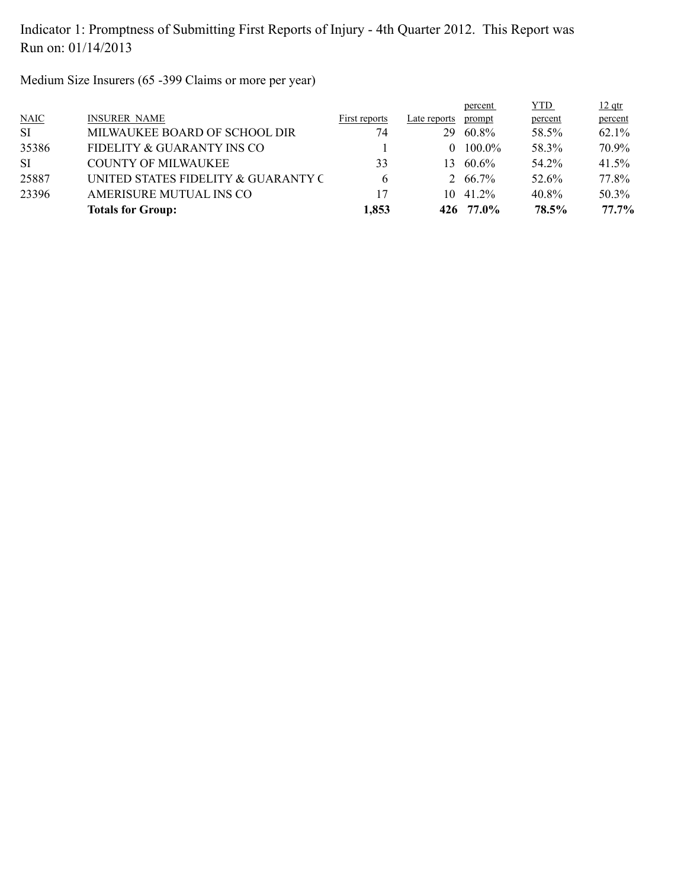Indicator 1: Promptness of Submitting First Reports of Injury - 4th Quarter 2012. This Report was Run on: 01/14/2013

Medium Size Insurers (65 -399 Claims or more per year)

| NAIC | INSURER NAME | First reports | Late reports | percent prompt | YTD percent | 12 qtr percent |
|---|---|---|---|---|---|---|
| SI | MILWAUKEE BOARD OF SCHOOL DIR | 74 | 29 | 60.8% | 58.5% | 62.1% |
| 35386 | FIDELITY & GUARANTY INS CO | 1 | 0 | 100.0% | 58.3% | 70.9% |
| SI | COUNTY OF MILWAUKEE | 33 | 13 | 60.6% | 54.2% | 41.5% |
| 25887 | UNITED STATES FIDELITY & GUARANTY C | 6 | 2 | 66.7% | 52.6% | 77.8% |
| 23396 | AMERISURE MUTUAL INS CO | 17 | 10 | 41.2% | 40.8% | 50.3% |
| | **Totals for Group:** | **1,853** | **426** | **77.0%** | **78.5%** | **77.7%** |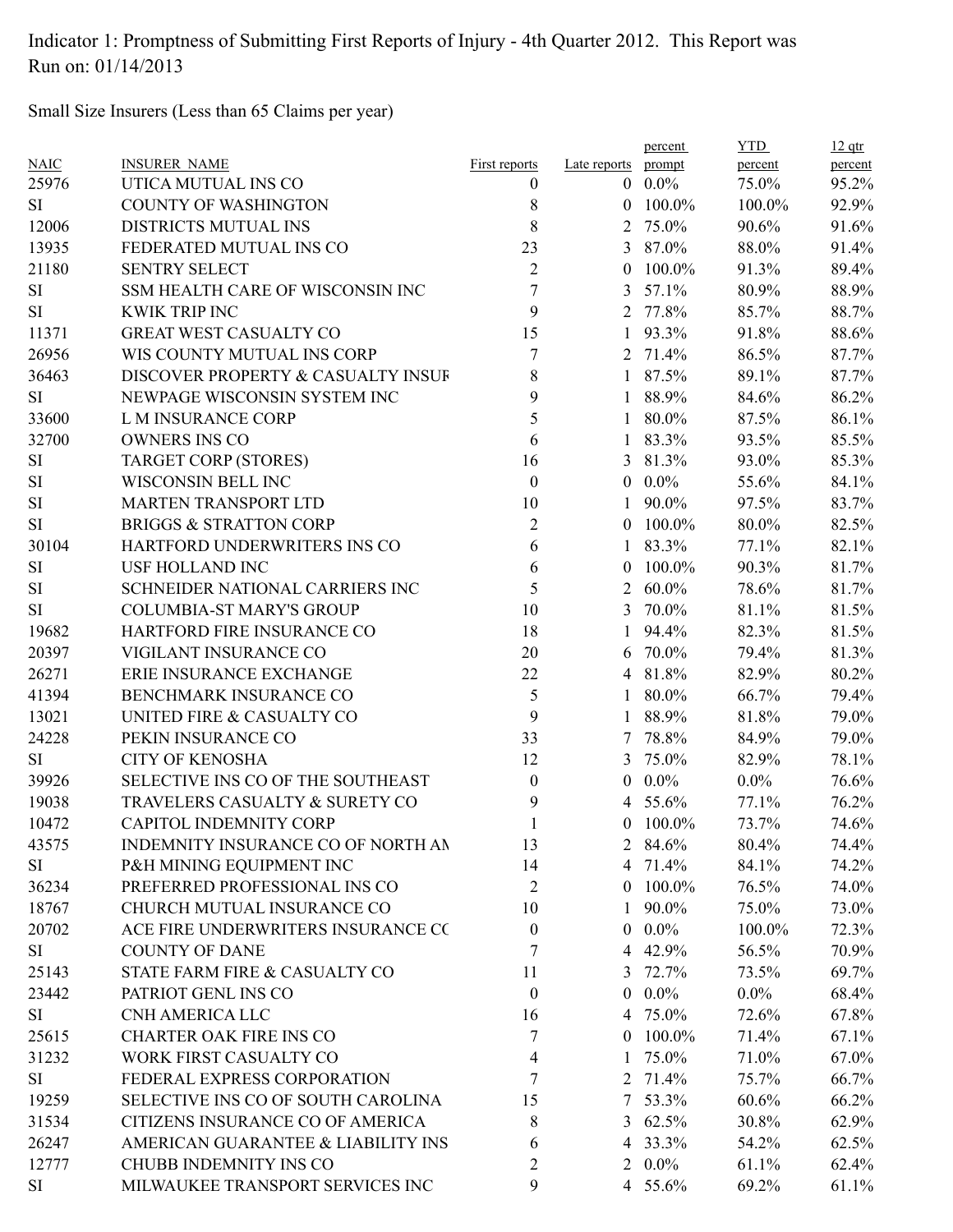Indicator 1: Promptness of Submitting First Reports of Injury - 4th Quarter 2012. This Report was Run on: 01/14/2013

Small Size Insurers (Less than 65 Claims per year)

| NAIC | INSURER_NAME | First reports | Late reports | percent prompt | YTD percent | 12 qtr percent |
|---|---|---|---|---|---|---|
| 25976 | UTICA MUTUAL INS CO | 0 | 0 | 0.0% | 75.0% | 95.2% |
| SI | COUNTY OF WASHINGTON | 8 | 0 | 100.0% | 100.0% | 92.9% |
| 12006 | DISTRICTS MUTUAL INS | 8 | 2 | 75.0% | 90.6% | 91.6% |
| 13935 | FEDERATED MUTUAL INS CO | 23 | 3 | 87.0% | 88.0% | 91.4% |
| 21180 | SENTRY SELECT | 2 | 0 | 100.0% | 91.3% | 89.4% |
| SI | SSM HEALTH CARE OF WISCONSIN INC | 7 | 3 | 57.1% | 80.9% | 88.9% |
| SI | KWIK TRIP INC | 9 | 2 | 77.8% | 85.7% | 88.7% |
| 11371 | GREAT WEST CASUALTY CO | 15 | 1 | 93.3% | 91.8% | 88.6% |
| 26956 | WIS COUNTY MUTUAL INS CORP | 7 | 2 | 71.4% | 86.5% | 87.7% |
| 36463 | DISCOVER PROPERTY & CASUALTY INSUF | 8 | 1 | 87.5% | 89.1% | 87.7% |
| SI | NEWPAGE WISCONSIN SYSTEM INC | 9 | 1 | 88.9% | 84.6% | 86.2% |
| 33600 | L M INSURANCE CORP | 5 | 1 | 80.0% | 87.5% | 86.1% |
| 32700 | OWNERS INS CO | 6 | 1 | 83.3% | 93.5% | 85.5% |
| SI | TARGET CORP (STORES) | 16 | 3 | 81.3% | 93.0% | 85.3% |
| SI | WISCONSIN BELL INC | 0 | 0 | 0.0% | 55.6% | 84.1% |
| SI | MARTEN TRANSPORT LTD | 10 | 1 | 90.0% | 97.5% | 83.7% |
| SI | BRIGGS & STRATTON CORP | 2 | 0 | 100.0% | 80.0% | 82.5% |
| 30104 | HARTFORD UNDERWRITERS INS CO | 6 | 1 | 83.3% | 77.1% | 82.1% |
| SI | USF HOLLAND INC | 6 | 0 | 100.0% | 90.3% | 81.7% |
| SI | SCHNEIDER NATIONAL CARRIERS INC | 5 | 2 | 60.0% | 78.6% | 81.7% |
| SI | COLUMBIA-ST MARY'S GROUP | 10 | 3 | 70.0% | 81.1% | 81.5% |
| 19682 | HARTFORD FIRE INSURANCE CO | 18 | 1 | 94.4% | 82.3% | 81.5% |
| 20397 | VIGILANT INSURANCE CO | 20 | 6 | 70.0% | 79.4% | 81.3% |
| 26271 | ERIE INSURANCE EXCHANGE | 22 | 4 | 81.8% | 82.9% | 80.2% |
| 41394 | BENCHMARK INSURANCE CO | 5 | 1 | 80.0% | 66.7% | 79.4% |
| 13021 | UNITED FIRE & CASUALTY CO | 9 | 1 | 88.9% | 81.8% | 79.0% |
| 24228 | PEKIN INSURANCE CO | 33 | 7 | 78.8% | 84.9% | 79.0% |
| SI | CITY OF KENOSHA | 12 | 3 | 75.0% | 82.9% | 78.1% |
| 39926 | SELECTIVE INS CO OF THE SOUTHEAST | 0 | 0 | 0.0% | 0.0% | 76.6% |
| 19038 | TRAVELERS CASUALTY & SURETY CO | 9 | 4 | 55.6% | 77.1% | 76.2% |
| 10472 | CAPITOL INDEMNITY CORP | 1 | 0 | 100.0% | 73.7% | 74.6% |
| 43575 | INDEMNITY INSURANCE CO OF NORTH AN | 13 | 2 | 84.6% | 80.4% | 74.4% |
| SI | P&H MINING EQUIPMENT INC | 14 | 4 | 71.4% | 84.1% | 74.2% |
| 36234 | PREFERRED PROFESSIONAL INS CO | 2 | 0 | 100.0% | 76.5% | 74.0% |
| 18767 | CHURCH MUTUAL INSURANCE CO | 10 | 1 | 90.0% | 75.0% | 73.0% |
| 20702 | ACE FIRE UNDERWRITERS INSURANCE CC | 0 | 0 | 0.0% | 100.0% | 72.3% |
| SI | COUNTY OF DANE | 7 | 4 | 42.9% | 56.5% | 70.9% |
| 25143 | STATE FARM FIRE & CASUALTY CO | 11 | 3 | 72.7% | 73.5% | 69.7% |
| 23442 | PATRIOT GENL INS CO | 0 | 0 | 0.0% | 0.0% | 68.4% |
| SI | CNH AMERICA LLC | 16 | 4 | 75.0% | 72.6% | 67.8% |
| 25615 | CHARTER OAK FIRE INS CO | 7 | 0 | 100.0% | 71.4% | 67.1% |
| 31232 | WORK FIRST CASUALTY CO | 4 | 1 | 75.0% | 71.0% | 67.0% |
| SI | FEDERAL EXPRESS CORPORATION | 7 | 2 | 71.4% | 75.7% | 66.7% |
| 19259 | SELECTIVE INS CO OF SOUTH CAROLINA | 15 | 7 | 53.3% | 60.6% | 66.2% |
| 31534 | CITIZENS INSURANCE CO OF AMERICA | 8 | 3 | 62.5% | 30.8% | 62.9% |
| 26247 | AMERICAN GUARANTEE & LIABILITY INS | 6 | 4 | 33.3% | 54.2% | 62.5% |
| 12777 | CHUBB INDEMNITY INS CO | 2 | 2 | 0.0% | 61.1% | 62.4% |
| SI | MILWAUKEE TRANSPORT SERVICES INC | 9 | 4 | 55.6% | 69.2% | 61.1% |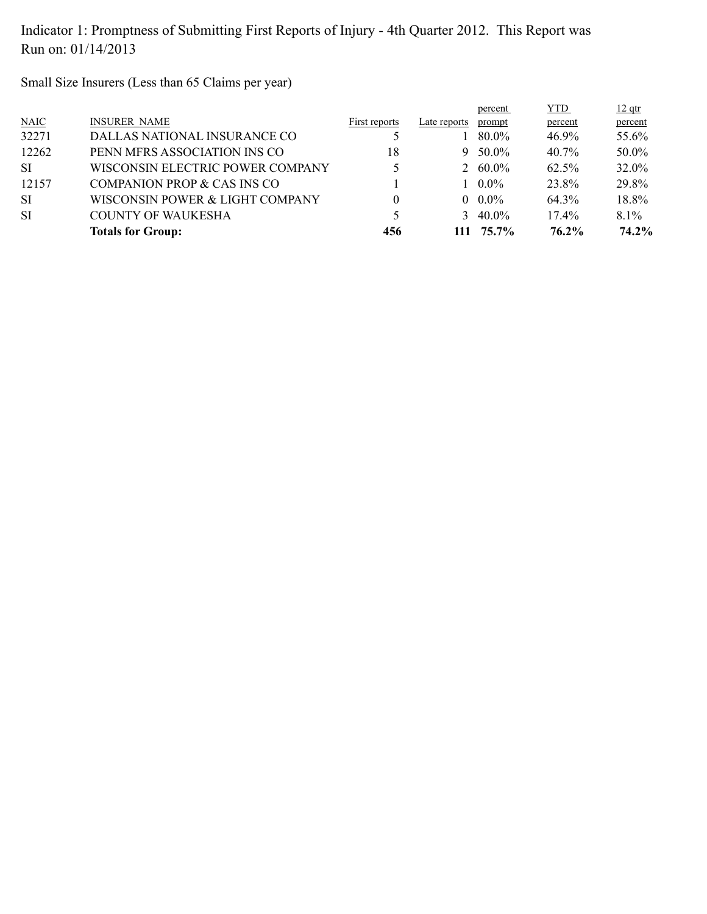Indicator 1: Promptness of Submitting First Reports of Injury - 4th Quarter 2012. This Report was Run on: 01/14/2013

Small Size Insurers (Less than 65 Claims per year)

| NAIC | INSURER NAME | First reports | Late reports | percent prompt | YTD percent | 12 qtr percent |
|---|---|---|---|---|---|---|
| 32271 | DALLAS NATIONAL INSURANCE CO | 5 | 1 | 80.0% | 46.9% | 55.6% |
| 12262 | PENN MFRS ASSOCIATION INS CO | 18 | 9 | 50.0% | 40.7% | 50.0% |
| SI | WISCONSIN ELECTRIC POWER COMPANY | 5 | 2 | 60.0% | 62.5% | 32.0% |
| 12157 | COMPANION PROP & CAS INS CO | 1 | 1 | 0.0% | 23.8% | 29.8% |
| SI | WISCONSIN POWER & LIGHT COMPANY | 0 | 0 | 0.0% | 64.3% | 18.8% |
| SI | COUNTY OF WAUKESHA | 5 | 3 | 40.0% | 17.4% | 8.1% |
| | **Totals for Group:** | **456** | **111** | **75.7%** | **76.2%** | **74.2%** |